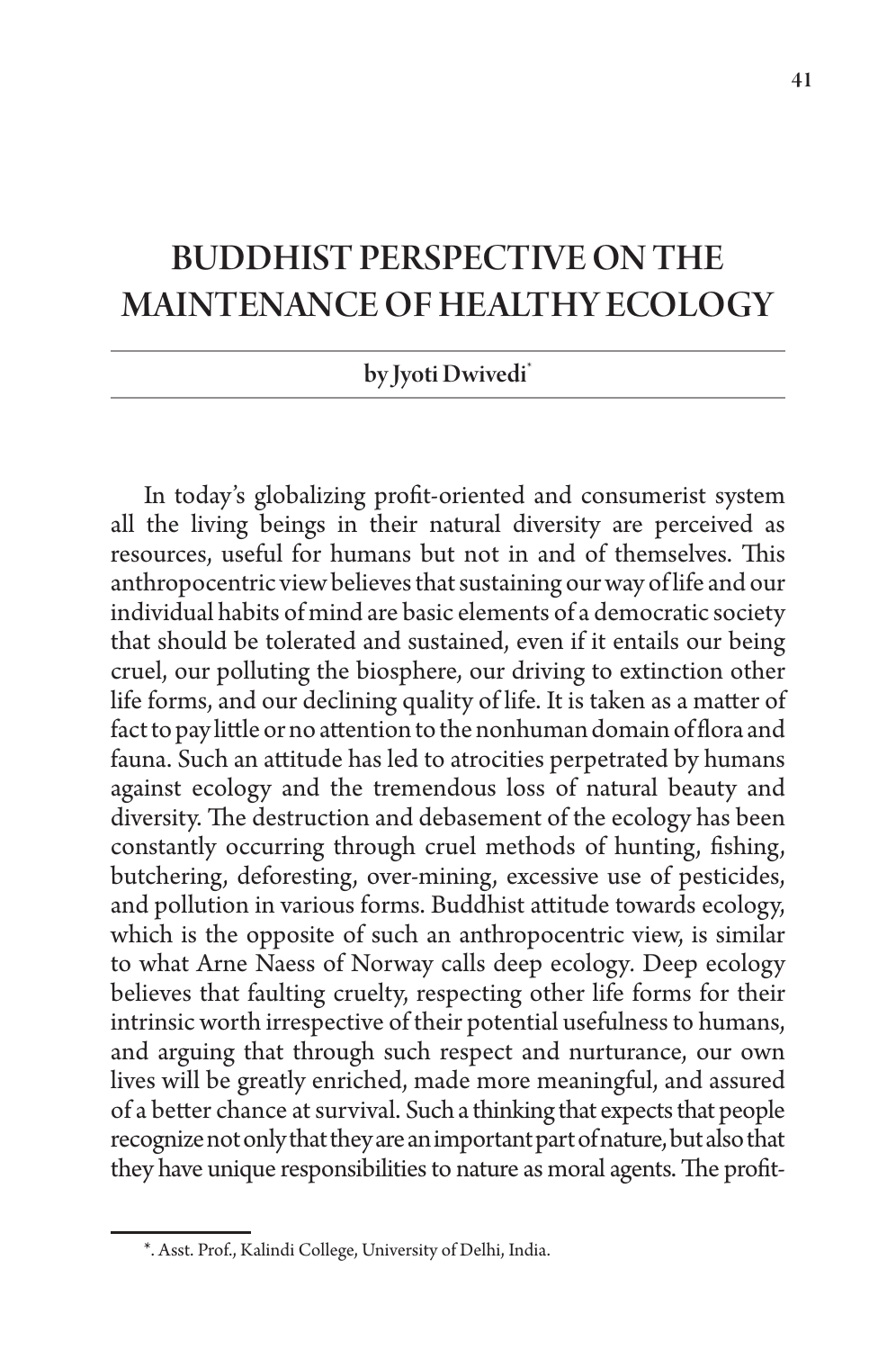# BUDDHIST PERSPECTIVE ON THE MAINTENANCE OF HEALTHY ECOLOGY

by Jyoti Dwivedi*

In today's globalizing profit-oriented and consumerist system all the living beings in their natural diversity are perceived as resources, useful for humans but not in and of themselves. This anthropocentric view believes that sustaining our way of life and our individual habits of mind are basic elements of a democratic society that should be tolerated and sustained, even if it entails our being cruel, our polluting the biosphere, our driving to extinction other life forms, and our declining quality of life. It is taken as a matter of fact to pay little or no attention to the nonhuman domain of flora and fauna. Such an attitude has led to atrocities perpetrated by humans against ecology and the tremendous loss of natural beauty and diversity. The destruction and debasement of the ecology has been constantly occurring through cruel methods of hunting, fishing, butchering, deforesting, over-mining, excessive use of pesticides, and pollution in various forms. Buddhist attitude towards ecology, which is the opposite of such an anthropocentric view, is similar to what Arne Naess of Norway calls deep ecology. Deep ecology believes that faulting cruelty, respecting other life forms for their intrinsic worth irrespective of their potential usefulness to humans, and arguing that through such respect and nurturance, our own lives will be greatly enriched, made more meaningful, and assured of a better chance at survival. Such a thinking that expects that people recognize not only that they are an important part of nature, but also that they have unique responsibilities to nature as moral agents. The profit-

*. Asst. Prof., Kalindi College, University of Delhi, India.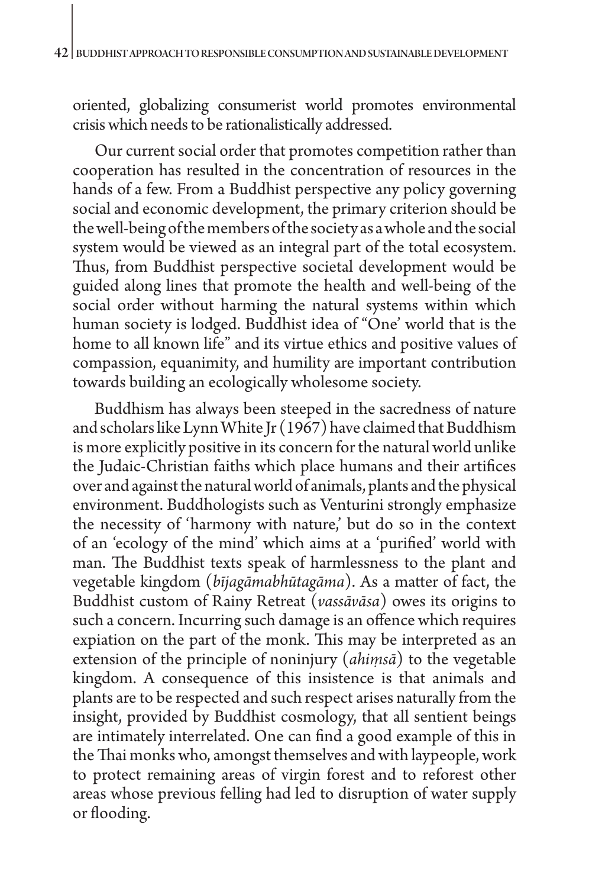oriented, globalizing consumerist world promotes environmental crisis which needs to be rationalistically addressed.

Our current social order that promotes competition rather than cooperation has resulted in the concentration of resources in the hands of a few. From a Buddhist perspective any policy governing social and economic development, the primary criterion should be the well-being of the members of the society as a whole and the social system would be viewed as an integral part of the total ecosystem. Thus, from Buddhist perspective societal development would be guided along lines that promote the health and well-being of the social order without harming the natural systems within which human society is lodged. Buddhist idea of "One' world that is the home to all known life" and its virtue ethics and positive values of compassion, equanimity, and humility are important contribution towards building an ecologically wholesome society.

Buddhism has always been steeped in the sacredness of nature and scholars like Lynn White Jr (1967) have claimed that Buddhism is more explicitly positive in its concern for the natural world unlike the Judaic-Christian faiths which place humans and their artifices over and against the natural world of animals, plants and the physical environment. Buddhologists such as Venturini strongly emphasize the necessity of 'harmony with nature,' but do so in the context of an 'ecology of the mind' which aims at a 'purified' world with man. The Buddhist texts speak of harmlessness to the plant and vegetable kingdom (*bījagāmabhūtagāma*). As a matter of fact, the Buddhist custom of Rainy Retreat (*vassāvāsa*) owes its origins to such a concern. Incurring such damage is an offence which requires expiation on the part of the monk. This may be interpreted as an extension of the principle of noninjury (*ahiṃsā*) to the vegetable kingdom. A consequence of this insistence is that animals and plants are to be respected and such respect arises naturally from the insight, provided by Buddhist cosmology, that all sentient beings are intimately interrelated. One can find a good example of this in the Thai monks who, amongst themselves and with laypeople, work to protect remaining areas of virgin forest and to reforest other areas whose previous felling had led to disruption of water supply or flooding.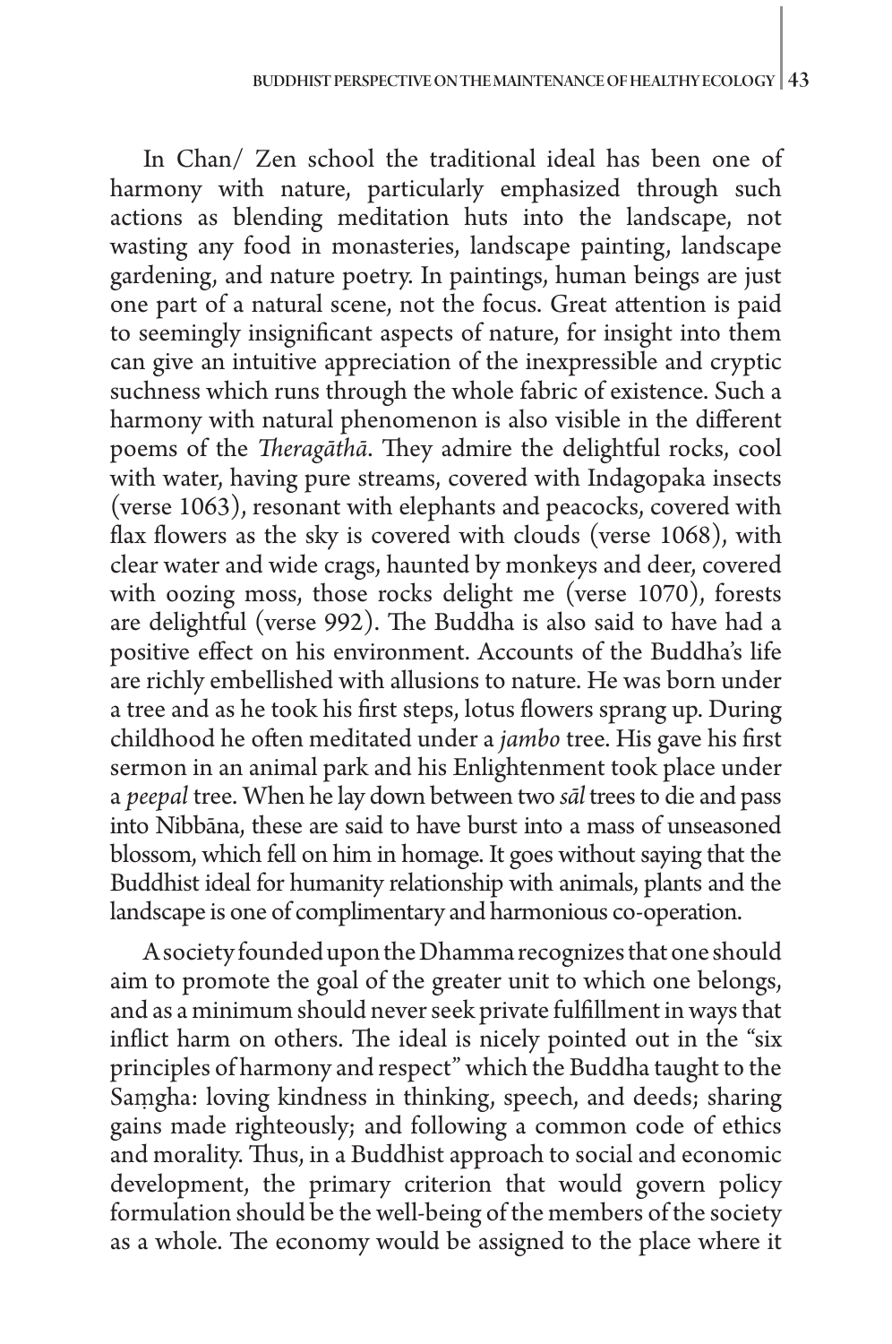In Chan/ Zen school the traditional ideal has been one of harmony with nature, particularly emphasized through such actions as blending meditation huts into the landscape, not wasting any food in monasteries, landscape painting, landscape gardening, and nature poetry. In paintings, human beings are just one part of a natural scene, not the focus. Great attention is paid to seemingly insignificant aspects of nature, for insight into them can give an intuitive appreciation of the inexpressible and cryptic suchness which runs through the whole fabric of existence. Such a harmony with natural phenomenon is also visible in the different poems of the *Theragāthā*. They admire the delightful rocks, cool with water, having pure streams, covered with Indagopaka insects (verse 1063), resonant with elephants and peacocks, covered with flax flowers as the sky is covered with clouds (verse 1068), with clear water and wide crags, haunted by monkeys and deer, covered with oozing moss, those rocks delight me (verse 1070), forests are delightful (verse 992). The Buddha is also said to have had a positive effect on his environment. Accounts of the Buddha's life are richly embellished with allusions to nature. He was born under a tree and as he took his first steps, lotus flowers sprang up. During childhood he often meditated under a *jambo* tree. His gave his first sermon in an animal park and his Enlightenment took place under a *peepal* tree. When he lay down between two *sāl* trees to die and pass into Nibbāna, these are said to have burst into a mass of unseasoned blossom, which fell on him in homage. It goes without saying that the Buddhist ideal for humanity relationship with animals, plants and the landscape is one of complimentary and harmonious co-operation.

A society founded upon the Dhamma recognizes that one should aim to promote the goal of the greater unit to which one belongs, and as a minimum should never seek private fulfillment in ways that inflict harm on others. The ideal is nicely pointed out in the "six principles of harmony and respect" which the Buddha taught to the Saṃgha: loving kindness in thinking, speech, and deeds; sharing gains made righteously; and following a common code of ethics and morality. Thus, in a Buddhist approach to social and economic development, the primary criterion that would govern policy formulation should be the well-being of the members of the society as a whole. The economy would be assigned to the place where it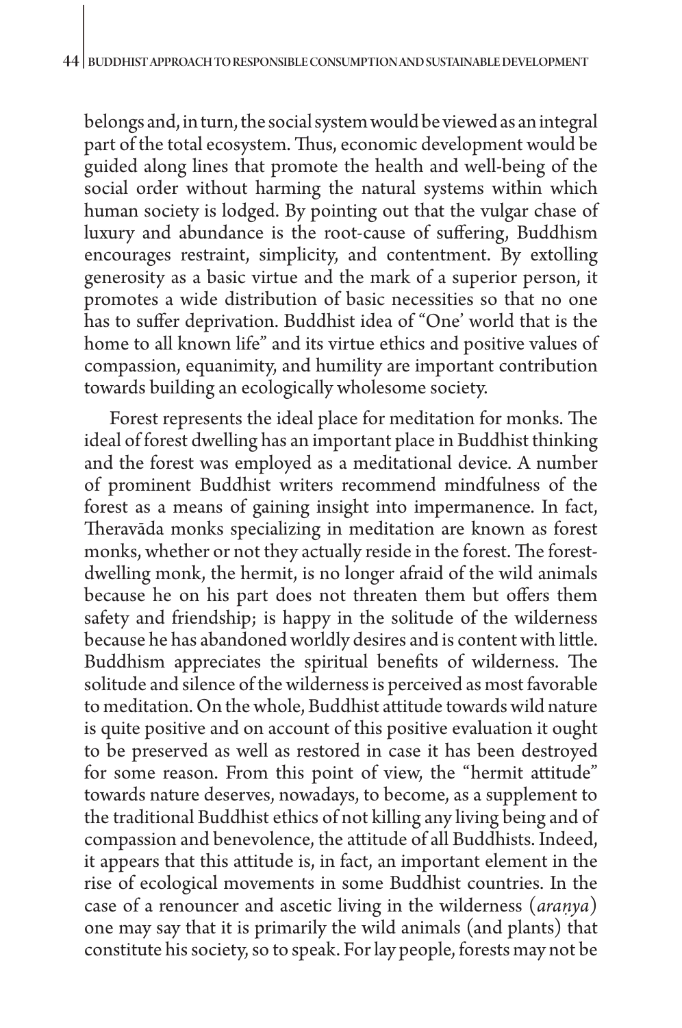belongs and, in turn, the social system would be viewed as an integral part of the total ecosystem. Thus, economic development would be guided along lines that promote the health and well-being of the social order without harming the natural systems within which human society is lodged. By pointing out that the vulgar chase of luxury and abundance is the root-cause of suffering, Buddhism encourages restraint, simplicity, and contentment. By extolling generosity as a basic virtue and the mark of a superior person, it promotes a wide distribution of basic necessities so that no one has to suffer deprivation. Buddhist idea of "One' world that is the home to all known life" and its virtue ethics and positive values of compassion, equanimity, and humility are important contribution towards building an ecologically wholesome society.

Forest represents the ideal place for meditation for monks. The ideal of forest dwelling has an important place in Buddhist thinking and the forest was employed as a meditational device. A number of prominent Buddhist writers recommend mindfulness of the forest as a means of gaining insight into impermanence. In fact, Theravāda monks specializing in meditation are known as forest monks, whether or not they actually reside in the forest. The forest-dwelling monk, the hermit, is no longer afraid of the wild animals because he on his part does not threaten them but offers them safety and friendship; is happy in the solitude of the wilderness because he has abandoned worldly desires and is content with little. Buddhism appreciates the spiritual benefits of wilderness. The solitude and silence of the wilderness is perceived as most favorable to meditation. On the whole, Buddhist attitude towards wild nature is quite positive and on account of this positive evaluation it ought to be preserved as well as restored in case it has been destroyed for some reason. From this point of view, the "hermit attitude" towards nature deserves, nowadays, to become, as a supplement to the traditional Buddhist ethics of not killing any living being and of compassion and benevolence, the attitude of all Buddhists. Indeed, it appears that this attitude is, in fact, an important element in the rise of ecological movements in some Buddhist countries. In the case of a renouncer and ascetic living in the wilderness (*araṇya*) one may say that it is primarily the wild animals (and plants) that constitute his society, so to speak. For lay people, forests may not be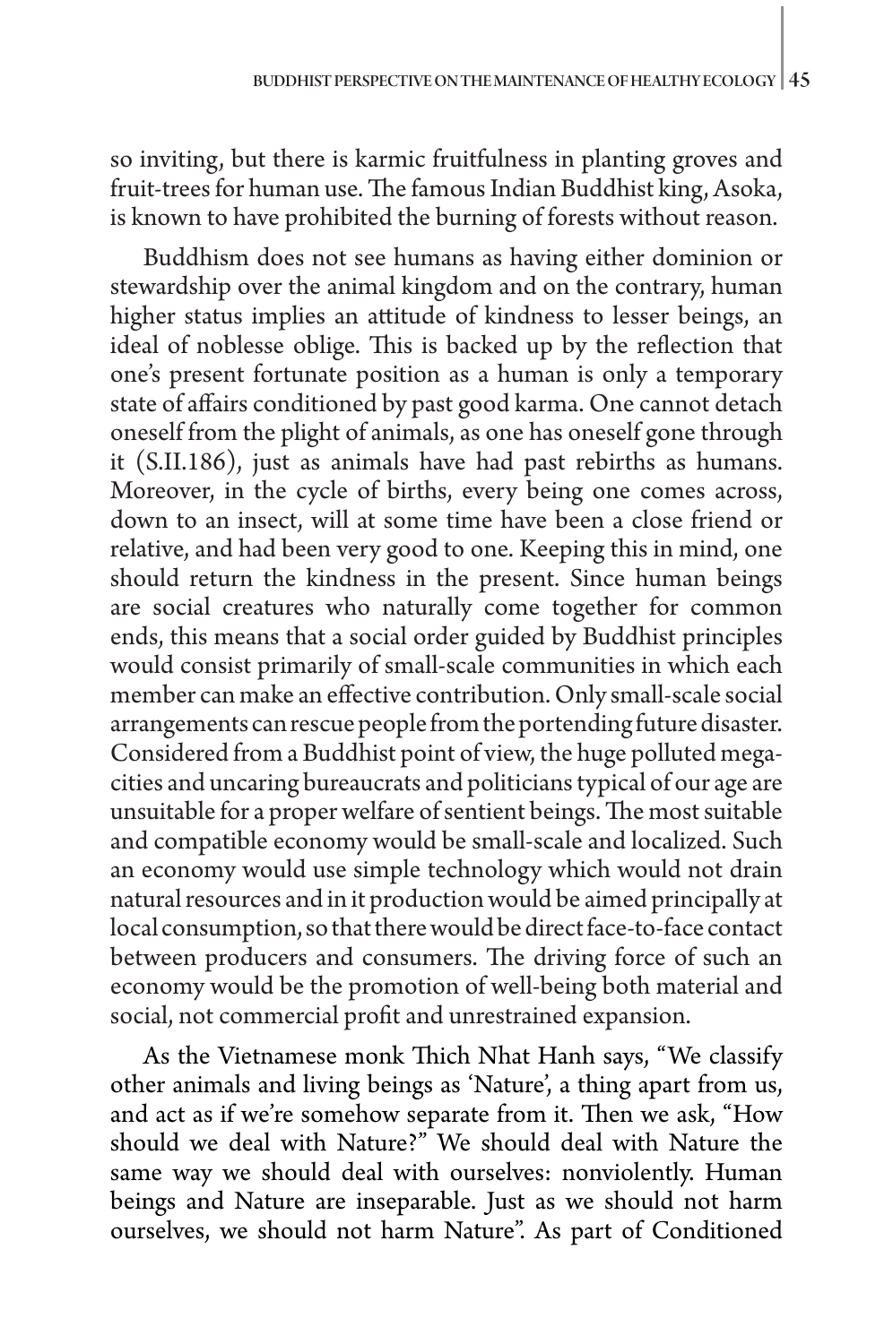so inviting, but there is karmic fruitfulness in planting groves and fruit-trees for human use. The famous Indian Buddhist king, Asoka, is known to have prohibited the burning of forests without reason.

Buddhism does not see humans as having either dominion or stewardship over the animal kingdom and on the contrary, human higher status implies an attitude of kindness to lesser beings, an ideal of noblesse oblige. This is backed up by the reflection that one's present fortunate position as a human is only a temporary state of affairs conditioned by past good karma. One cannot detach oneself from the plight of animals, as one has oneself gone through it (S.II.186), just as animals have had past rebirths as humans. Moreover, in the cycle of births, every being one comes across, down to an insect, will at some time have been a close friend or relative, and had been very good to one. Keeping this in mind, one should return the kindness in the present. Since human beings are social creatures who naturally come together for common ends, this means that a social order guided by Buddhist principles would consist primarily of small-scale communities in which each member can make an effective contribution. Only small-scale social arrangements can rescue people from the portending future disaster. Considered from a Buddhist point of view, the huge polluted mega-cities and uncaring bureaucrats and politicians typical of our age are unsuitable for a proper welfare of sentient beings. The most suitable and compatible economy would be small-scale and localized. Such an economy would use simple technology which would not drain natural resources and in it production would be aimed principally at local consumption, so that there would be direct face-to-face contact between producers and consumers. The driving force of such an economy would be the promotion of well-being both material and social, not commercial profit and unrestrained expansion.

As the Vietnamese monk Thich Nhat Hanh says, "We classify other animals and living beings as 'Nature', a thing apart from us, and act as if we're somehow separate from it. Then we ask, "How should we deal with Nature?" We should deal with Nature the same way we should deal with ourselves: nonviolently. Human beings and Nature are inseparable. Just as we should not harm ourselves, we should not harm Nature". As part of Conditioned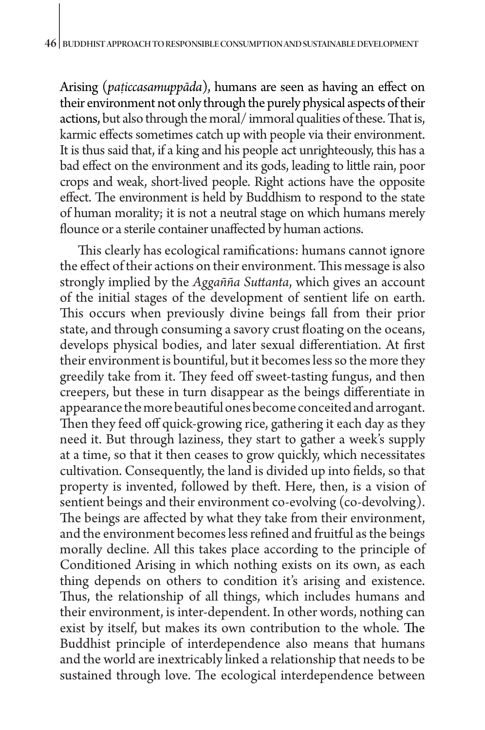Arising (*paṭiccasamuppāda*), humans are seen as having an effect on their environment not only through the purely physical aspects of their actions, but also through the moral/ immoral qualities of these. That is, karmic effects sometimes catch up with people via their environment. It is thus said that, if a king and his people act unrighteously, this has a bad effect on the environment and its gods, leading to little rain, poor crops and weak, short-lived people. Right actions have the opposite effect. The environment is held by Buddhism to respond to the state of human morality; it is not a neutral stage on which humans merely flounce or a sterile container unaffected by human actions.

This clearly has ecological ramifications: humans cannot ignore the effect of their actions on their environment. This message is also strongly implied by the *Aggañña Suttanta*, which gives an account of the initial stages of the development of sentient life on earth. This occurs when previously divine beings fall from their prior state, and through consuming a savory crust floating on the oceans, develops physical bodies, and later sexual differentiation. At first their environment is bountiful, but it becomes less so the more they greedily take from it. They feed off sweet-tasting fungus, and then creepers, but these in turn disappear as the beings differentiate in appearance the more beautiful ones become conceited and arrogant. Then they feed off quick-growing rice, gathering it each day as they need it. But through laziness, they start to gather a week's supply at a time, so that it then ceases to grow quickly, which necessitates cultivation. Consequently, the land is divided up into fields, so that property is invented, followed by theft. Here, then, is a vision of sentient beings and their environment co-evolving (co-devolving). The beings are affected by what they take from their environment, and the environment becomes less refined and fruitful as the beings morally decline. All this takes place according to the principle of Conditioned Arising in which nothing exists on its own, as each thing depends on others to condition it's arising and existence. Thus, the relationship of all things, which includes humans and their environment, is inter-dependent. In other words, nothing can exist by itself, but makes its own contribution to the whole. The Buddhist principle of interdependence also means that humans and the world are inextricably linked a relationship that needs to be sustained through love. The ecological interdependence between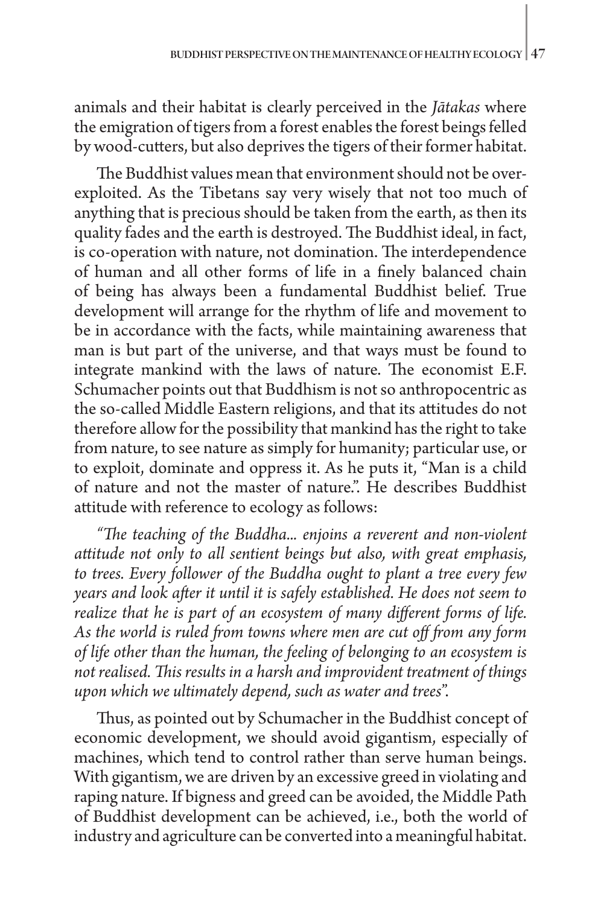animals and their habitat is clearly perceived in the *Jātakas* where the emigration of tigers from a forest enables the forest beings felled by wood-cutters, but also deprives the tigers of their former habitat.

The Buddhist values mean that environment should not be over-exploited. As the Tibetans say very wisely that not too much of anything that is precious should be taken from the earth, as then its quality fades and the earth is destroyed. The Buddhist ideal, in fact, is co-operation with nature, not domination. The interdependence of human and all other forms of life in a finely balanced chain of being has always been a fundamental Buddhist belief. True development will arrange for the rhythm of life and movement to be in accordance with the facts, while maintaining awareness that man is but part of the universe, and that ways must be found to integrate mankind with the laws of nature. The economist E.F. Schumacher points out that Buddhism is not so anthropocentric as the so-called Middle Eastern religions, and that its attitudes do not therefore allow for the possibility that mankind has the right to take from nature, to see nature as simply for humanity; particular use, or to exploit, dominate and oppress it. As he puts it, "Man is a child of nature and not the master of nature.". He describes Buddhist attitude with reference to ecology as follows:

*"The teaching of the Buddha... enjoins a reverent and non-violent attitude not only to all sentient beings but also, with great emphasis, to trees. Every follower of the Buddha ought to plant a tree every few years and look after it until it is safely established. He does not seem to realize that he is part of an ecosystem of many different forms of life. As the world is ruled from towns where men are cut off from any form of life other than the human, the feeling of belonging to an ecosystem is not realised. This results in a harsh and improvident treatment of things upon which we ultimately depend, such as water and trees".*

Thus, as pointed out by Schumacher in the Buddhist concept of economic development, we should avoid gigantism, especially of machines, which tend to control rather than serve human beings. With gigantism, we are driven by an excessive greed in violating and raping nature. If bigness and greed can be avoided, the Middle Path of Buddhist development can be achieved, i.e., both the world of industry and agriculture can be converted into a meaningful habitat.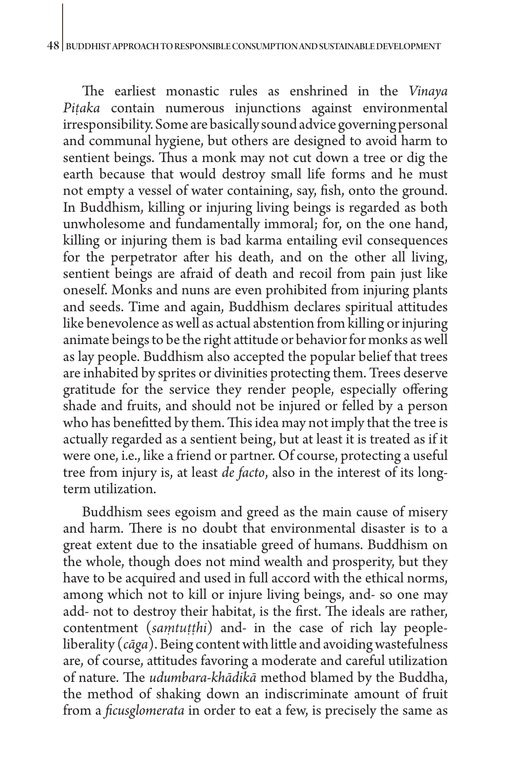The earliest monastic rules as enshrined in the *Vinaya Piṭaka* contain numerous injunctions against environmental irresponsibility. Some are basically sound advice governing personal and communal hygiene, but others are designed to avoid harm to sentient beings. Thus a monk may not cut down a tree or dig the earth because that would destroy small life forms and he must not empty a vessel of water containing, say, fish, onto the ground. In Buddhism, killing or injuring living beings is regarded as both unwholesome and fundamentally immoral; for, on the one hand, killing or injuring them is bad karma entailing evil consequences for the perpetrator after his death, and on the other all living, sentient beings are afraid of death and recoil from pain just like oneself. Monks and nuns are even prohibited from injuring plants and seeds. Time and again, Buddhism declares spiritual attitudes like benevolence as well as actual abstention from killing or injuring animate beings to be the right attitude or behavior for monks as well as lay people. Buddhism also accepted the popular belief that trees are inhabited by sprites or divinities protecting them. Trees deserve gratitude for the service they render people, especially offering shade and fruits, and should not be injured or felled by a person who has benefitted by them. This idea may not imply that the tree is actually regarded as a sentient being, but at least it is treated as if it were one, i.e., like a friend or partner. Of course, protecting a useful tree from injury is, at least *de facto*, also in the interest of its long-term utilization.

Buddhism sees egoism and greed as the main cause of misery and harm. There is no doubt that environmental disaster is to a great extent due to the insatiable greed of humans. Buddhism on the whole, though does not mind wealth and prosperity, but they have to be acquired and used in full accord with the ethical norms, among which not to kill or injure living beings, and- so one may add- not to destroy their habitat, is the first. The ideals are rather, contentment (*saṃtuṭṭhi*) and- in the case of rich lay people- liberality (*cāga*). Being content with little and avoiding wastefulness are, of course, attitudes favoring a moderate and careful utilization of nature. The *udumbara-khādikā* method blamed by the Buddha, the method of shaking down an indiscriminate amount of fruit from a *ficusglomerata* in order to eat a few, is precisely the same as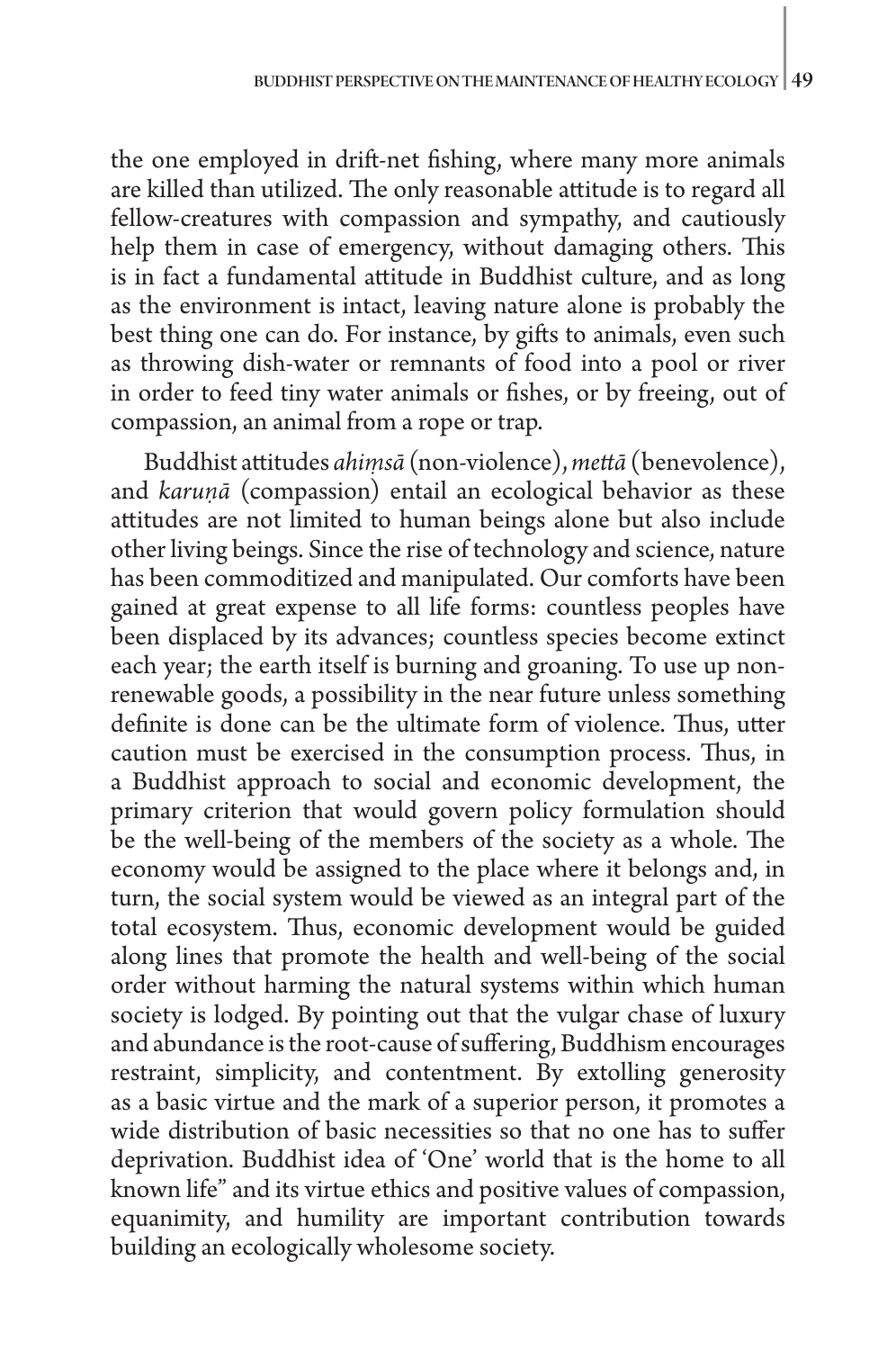the one employed in drift-net fishing, where many more animals are killed than utilized. The only reasonable attitude is to regard all fellow-creatures with compassion and sympathy, and cautiously help them in case of emergency, without damaging others. This is in fact a fundamental attitude in Buddhist culture, and as long as the environment is intact, leaving nature alone is probably the best thing one can do. For instance, by gifts to animals, even such as throwing dish-water or remnants of food into a pool or river in order to feed tiny water animals or fishes, or by freeing, out of compassion, an animal from a rope or trap.

Buddhist attitudes *ahiṃsā* (non-violence), *mettā* (benevolence), and *karuṇā* (compassion) entail an ecological behavior as these attitudes are not limited to human beings alone but also include other living beings. Since the rise of technology and science, nature has been commoditized and manipulated. Our comforts have been gained at great expense to all life forms: countless peoples have been displaced by its advances; countless species become extinct each year; the earth itself is burning and groaning. To use up non-renewable goods, a possibility in the near future unless something definite is done can be the ultimate form of violence. Thus, utter caution must be exercised in the consumption process. Thus, in a Buddhist approach to social and economic development, the primary criterion that would govern policy formulation should be the well-being of the members of the society as a whole. The economy would be assigned to the place where it belongs and, in turn, the social system would be viewed as an integral part of the total ecosystem. Thus, economic development would be guided along lines that promote the health and well-being of the social order without harming the natural systems within which human society is lodged. By pointing out that the vulgar chase of luxury and abundance is the root-cause of suffering, Buddhism encourages restraint, simplicity, and contentment. By extolling generosity as a basic virtue and the mark of a superior person, it promotes a wide distribution of basic necessities so that no one has to suffer deprivation. Buddhist idea of 'One' world that is the home to all known life" and its virtue ethics and positive values of compassion, equanimity, and humility are important contribution towards building an ecologically wholesome society.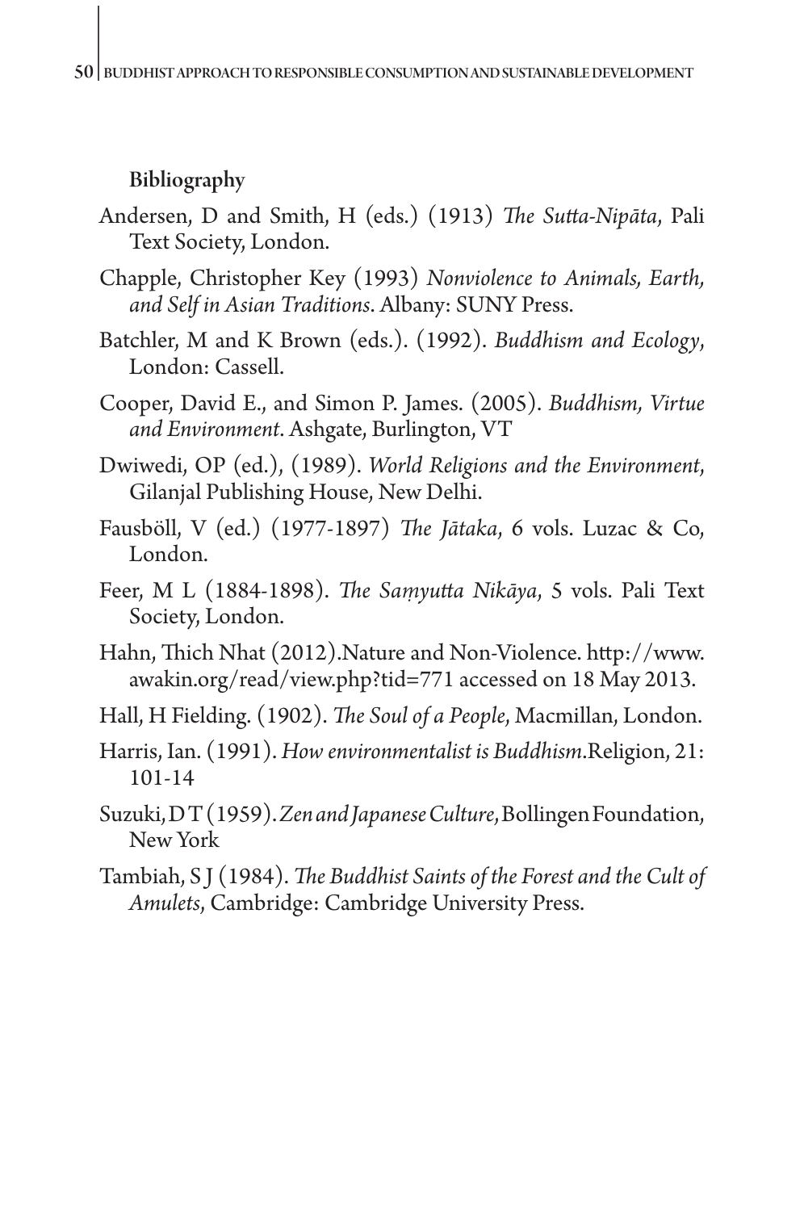### Bibliography

Andersen, D and Smith, H (eds.) (1913) *The Sutta-Nipāta*, Pali Text Society, London.

Chapple, Christopher Key (1993) *Nonviolence to Animals, Earth, and Self in Asian Traditions*. Albany: SUNY Press.

Batchler, M and K Brown (eds.). (1992). *Buddhism and Ecology*, London: Cassell.

Cooper, David E., and Simon P. James. (2005). *Buddhism, Virtue and Environment*. Ashgate, Burlington, VT

Dwiwedi, OP (ed.), (1989). *World Religions and the Environment*, Gilanjal Publishing House, New Delhi.

Fausböll, V (ed.) (1977-1897) *The Jātaka*, 6 vols. Luzac & Co, London.

Feer, M L (1884-1898). *The Saṃyutta Nikāya*, 5 vols. Pali Text Society, London.

Hahn, Thich Nhat (2012).Nature and Non-Violence. http://www.awakin.org/read/view.php?tid=771 accessed on 18 May 2013.

Hall, H Fielding. (1902). *The Soul of a People*, Macmillan, London.

Harris, Ian. (1991). *How environmentalist is Buddhism*.Religion, 21: 101-14

Suzuki, D T (1959). *Zen and Japanese Culture*, Bollingen Foundation, New York

Tambiah, S J (1984). *The Buddhist Saints of the Forest and the Cult of Amulets*, Cambridge: Cambridge University Press.